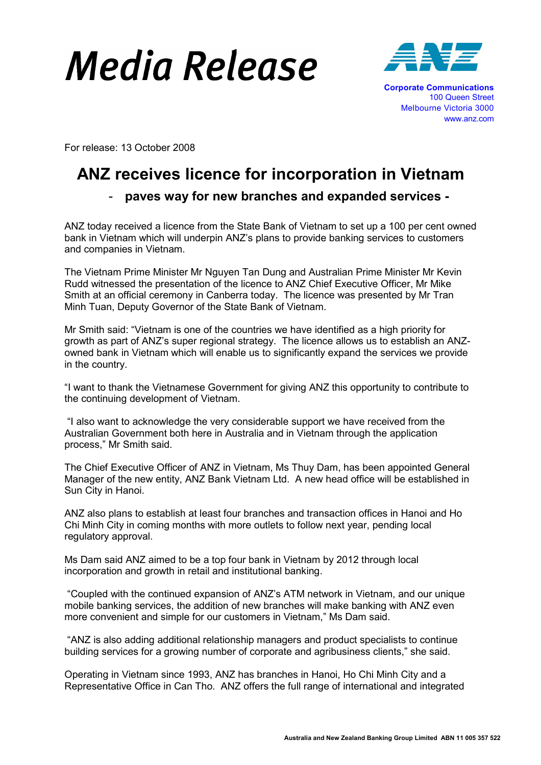# Media Release

**Corporate Communications**
100 Queen Street
Melbourne Victoria 3000
www.anz.com

For release: 13 October 2008

## ANZ receives licence for incorporation in Vietnam

### - paves way for new branches and expanded services -

ANZ today received a licence from the State Bank of Vietnam to set up a 100 per cent owned bank in Vietnam which will underpin ANZ's plans to provide banking services to customers and companies in Vietnam.

The Vietnam Prime Minister Mr Nguyen Tan Dung and Australian Prime Minister Mr Kevin Rudd witnessed the presentation of the licence to ANZ Chief Executive Officer, Mr Mike Smith at an official ceremony in Canberra today. The licence was presented by Mr Tran Minh Tuan, Deputy Governor of the State Bank of Vietnam.

Mr Smith said: "Vietnam is one of the countries we have identified as a high priority for growth as part of ANZ's super regional strategy. The licence allows us to establish an ANZ-owned bank in Vietnam which will enable us to significantly expand the services we provide in the country.

"I want to thank the Vietnamese Government for giving ANZ this opportunity to contribute to the continuing development of Vietnam.

"I also want to acknowledge the very considerable support we have received from the Australian Government both here in Australia and in Vietnam through the application process," Mr Smith said.

The Chief Executive Officer of ANZ in Vietnam, Ms Thuy Dam, has been appointed General Manager of the new entity, ANZ Bank Vietnam Ltd. A new head office will be established in Sun City in Hanoi.

ANZ also plans to establish at least four branches and transaction offices in Hanoi and Ho Chi Minh City in coming months with more outlets to follow next year, pending local regulatory approval.

Ms Dam said ANZ aimed to be a top four bank in Vietnam by 2012 through local incorporation and growth in retail and institutional banking.

"Coupled with the continued expansion of ANZ's ATM network in Vietnam, and our unique mobile banking services, the addition of new branches will make banking with ANZ even more convenient and simple for our customers in Vietnam," Ms Dam said.

"ANZ is also adding additional relationship managers and product specialists to continue building services for a growing number of corporate and agribusiness clients," she said.

Operating in Vietnam since 1993, ANZ has branches in Hanoi, Ho Chi Minh City and a Representative Office in Can Tho. ANZ offers the full range of international and integrated

Australia and New Zealand Banking Group Limited ABN 11 005 357 522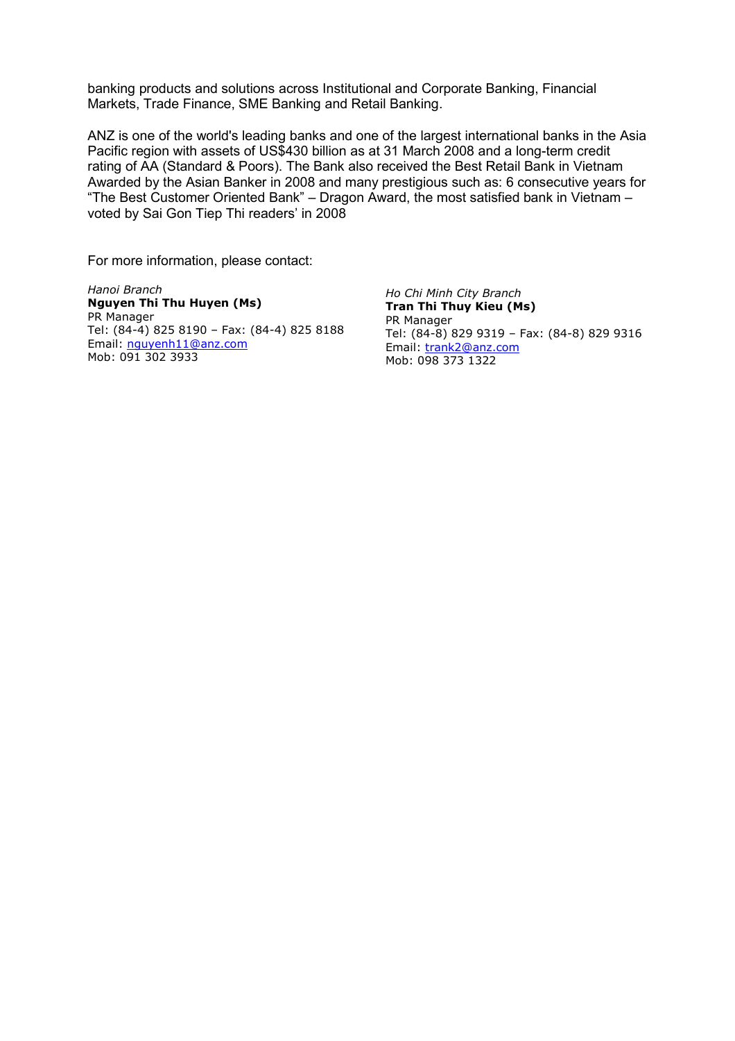banking products and solutions across Institutional and Corporate Banking, Financial Markets, Trade Finance, SME Banking and Retail Banking.

ANZ is one of the world's leading banks and one of the largest international banks in the Asia Pacific region with assets of US$430 billion as at 31 March 2008 and a long-term credit rating of AA (Standard & Poors). The Bank also received the Best Retail Bank in Vietnam Awarded by the Asian Banker in 2008 and many prestigious such as: 6 consecutive years for "The Best Customer Oriented Bank" – Dragon Award, the most satisfied bank in Vietnam – voted by Sai Gon Tiep Thi readers' in 2008

For more information, please contact:

*Hanoi Branch*
**Nguyen Thi Thu Huyen (Ms)**
PR Manager
Tel: (84-4) 825 8190 – Fax: (84-4) 825 8188
Email: nguyenh11@anz.com
Mob: 091 302 3933

*Ho Chi Minh City Branch*
**Tran Thi Thuy Kieu (Ms)**
PR Manager
Tel: (84-8) 829 9319 – Fax: (84-8) 829 9316
Email: trank2@anz.com
Mob: 098 373 1322